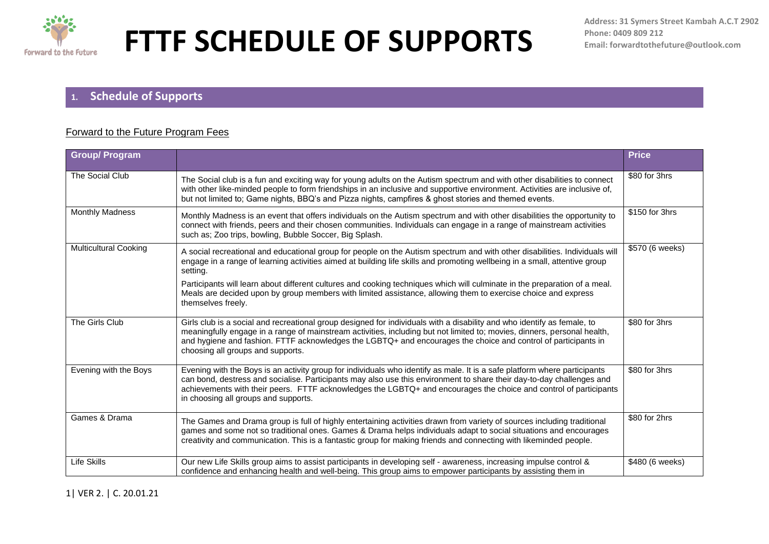# FTTF SCHEDULE OF SUPPORTS

Address: 31 Symers Street Kambah A.C.T 2902
Phone: 0409 809 212
Email: forwardtothefuture@outlook.com

## 1. Schedule of Supports

Forward to the Future Program Fees

| Group/ Program | | Price |
|---|---|---|
| The Social Club | The Social club is a fun and exciting way for young adults on the Autism spectrum and with other disabilities to connect with other like-minded people to form friendships in an inclusive and supportive environment. Activities are inclusive of, but not limited to; Game nights, BBQ's and Pizza nights, campfires & ghost stories and themed events. | $80 for 3hrs |
| Monthly Madness | Monthly Madness is an event that offers individuals on the Autism spectrum and with other disabilities the opportunity to connect with friends, peers and their chosen communities. Individuals can engage in a range of mainstream activities such as; Zoo trips, bowling, Bubble Soccer, Big Splash. | $150 for 3hrs |
| Multicultural Cooking | A social recreational and educational group for people on the Autism spectrum and with other disabilities. Individuals will engage in a range of learning activities aimed at building life skills and promoting wellbeing in a small, attentive group setting.<br><br>Participants will learn about different cultures and cooking techniques which will culminate in the preparation of a meal. Meals are decided upon by group members with limited assistance, allowing them to exercise choice and express themselves freely. | $570 (6 weeks) |
| The Girls Club | Girls club is a social and recreational group designed for individuals with a disability and who identify as female, to meaningfully engage in a range of mainstream activities, including but not limited to; movies, dinners, personal health, and hygiene and fashion. FTTF acknowledges the LGBTQ+ and encourages the choice and control of participants in choosing all groups and supports. | $80 for 3hrs |
| Evening with the Boys | Evening with the Boys is an activity group for individuals who identify as male. It is a safe platform where participants can bond, destress and socialise. Participants may also use this environment to share their day-to-day challenges and achievements with their peers. FTTF acknowledges the LGBTQ+ and encourages the choice and control of participants in choosing all groups and supports. | $80 for 3hrs |
| Games & Drama | The Games and Drama group is full of highly entertaining activities drawn from variety of sources including traditional games and some not so traditional ones. Games & Drama helps individuals adapt to social situations and encourages creativity and communication. This is a fantastic group for making friends and connecting with likeminded people. | $80 for 2hrs |
| Life Skills | Our new Life Skills group aims to assist participants in developing self - awareness, increasing impulse control & confidence and enhancing health and well-being. This group aims to empower participants by assisting them in | $480 (6 weeks) |

1| VER 2. | C. 20.01.21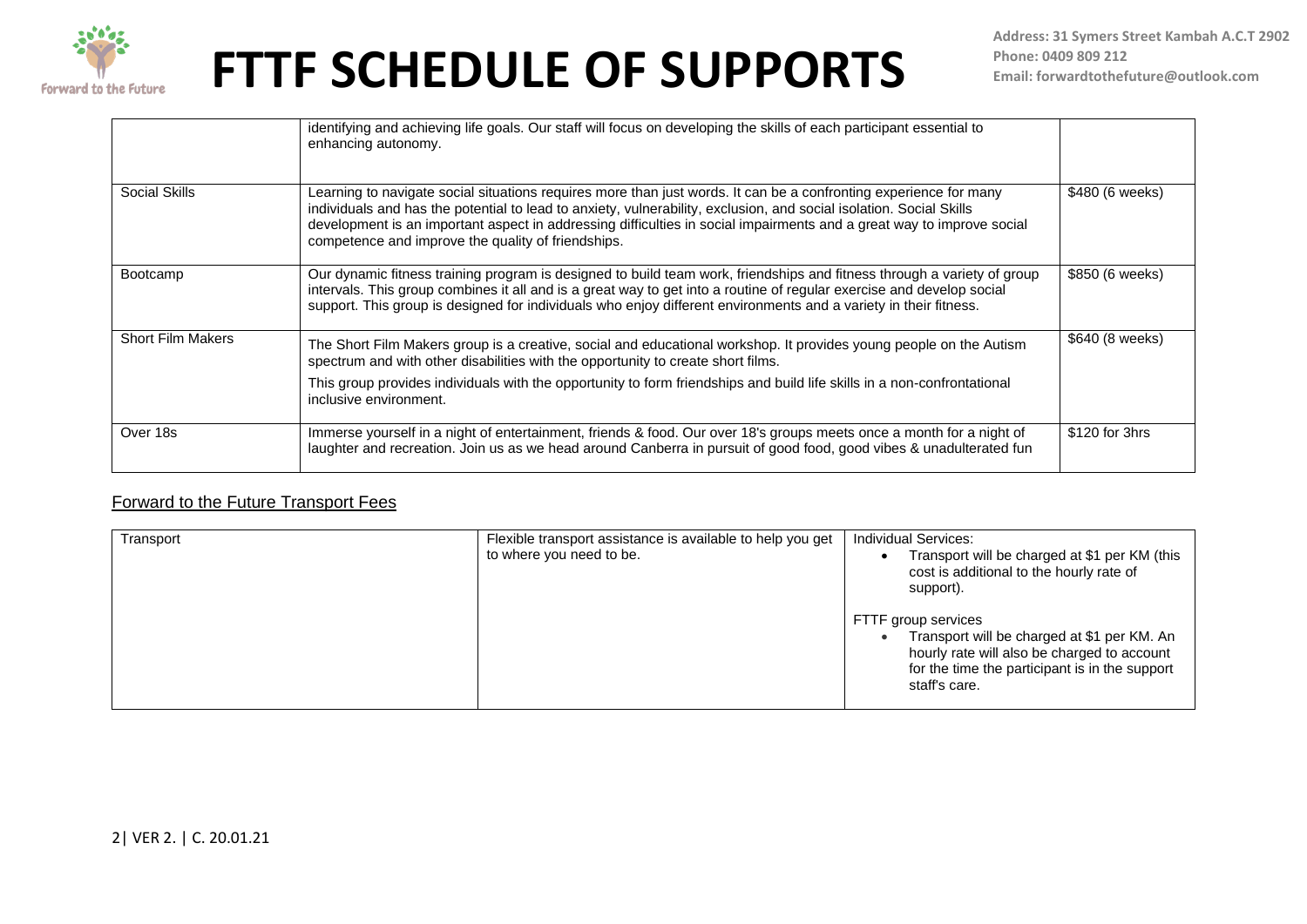| | | |
|---|---|---|
| | identifying and achieving life goals. Our staff will focus on developing the skills of each participant essential to enhancing autonomy. | |
| Social Skills | Learning to navigate social situations requires more than just words. It can be a confronting experience for many individuals and has the potential to lead to anxiety, vulnerability, exclusion, and social isolation. Social Skills development is an important aspect in addressing difficulties in social impairments and a great way to improve social competence and improve the quality of friendships. | $480 (6 weeks) |
| Bootcamp | Our dynamic fitness training program is designed to build team work, friendships and fitness through a variety of group intervals. This group combines it all and is a great way to get into a routine of regular exercise and develop social support. This group is designed for individuals who enjoy different environments and a variety in their fitness. | $850 (6 weeks) |
| Short Film Makers | The Short Film Makers group is a creative, social and educational workshop. It provides young people on the Autism spectrum and with other disabilities with the opportunity to create short films.<br><br>This group provides individuals with the opportunity to form friendships and build life skills in a non-confrontational inclusive environment. | $640 (8 weeks) |
| Over 18s | Immerse yourself in a night of entertainment, friends & food. Our over 18's groups meets once a month for a night of laughter and recreation. Join us as we head around Canberra in pursuit of good food, good vibes & unadulterated fun | $120 for 3hrs |

## Forward to the Future Transport Fees

| | | |
|---|---|---|
| Transport | Flexible transport assistance is available to help you get to where you need to be. | Individual Services:<br>• Transport will be charged at $1 per KM (this cost is additional to the hourly rate of support).<br><br>FTTF group services<br>• Transport will be charged at $1 per KM. An hourly rate will also be charged to account for the time the participant is in the support staff's care. |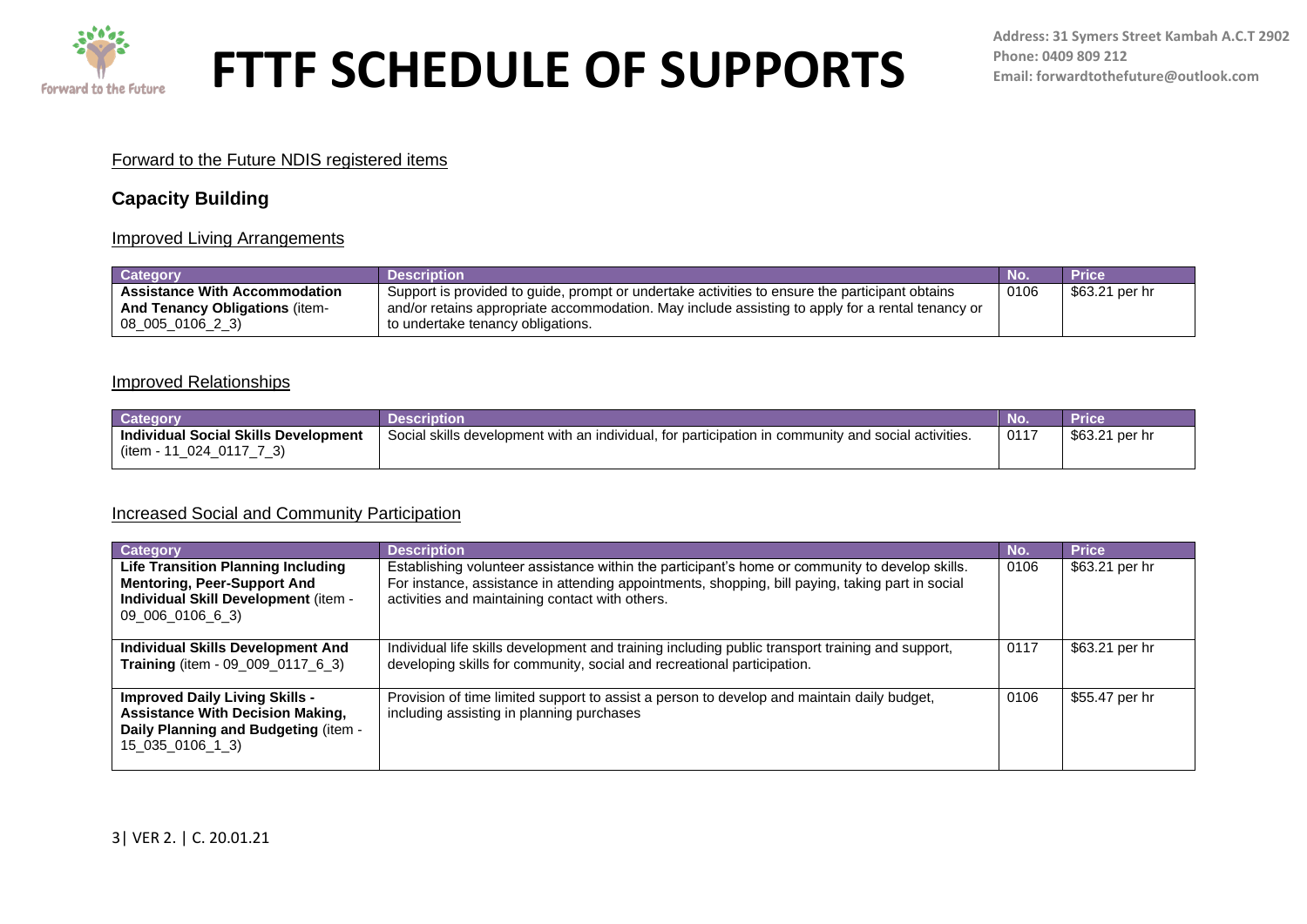Forward to the Future NDIS registered items

## Capacity Building

### Improved Living Arrangements

| Category | Description | No. | Price |
|---|---|---|---|
| **Assistance With Accommodation And Tenancy Obligations** (item-08_005_0106_2_3) | Support is provided to guide, prompt or undertake activities to ensure the participant obtains and/or retains appropriate accommodation. May include assisting to apply for a rental tenancy or to undertake tenancy obligations. | 0106 | $63.21 per hr |

### Improved Relationships

| Category | Description | No. | Price |
|---|---|---|---|
| **Individual Social Skills Development** (item - 11_024_0117_7_3) | Social skills development with an individual, for participation in community and social activities. | 0117 | $63.21 per hr |

### Increased Social and Community Participation

| Category | Description | No. | Price |
|---|---|---|---|
| **Life Transition Planning Including Mentoring, Peer-Support And Individual Skill Development** (item - 09_006_0106_6_3) | Establishing volunteer assistance within the participant's home or community to develop skills. For instance, assistance in attending appointments, shopping, bill paying, taking part in social activities and maintaining contact with others. | 0106 | $63.21 per hr |
| **Individual Skills Development And Training** (item - 09_009_0117_6_3) | Individual life skills development and training including public transport training and support, developing skills for community, social and recreational participation. | 0117 | $63.21 per hr |
| **Improved Daily Living Skills - Assistance With Decision Making, Daily Planning and Budgeting** (item - 15_035_0106_1_3) | Provision of time limited support to assist a person to develop and maintain daily budget, including assisting in planning purchases | 0106 | $55.47 per hr |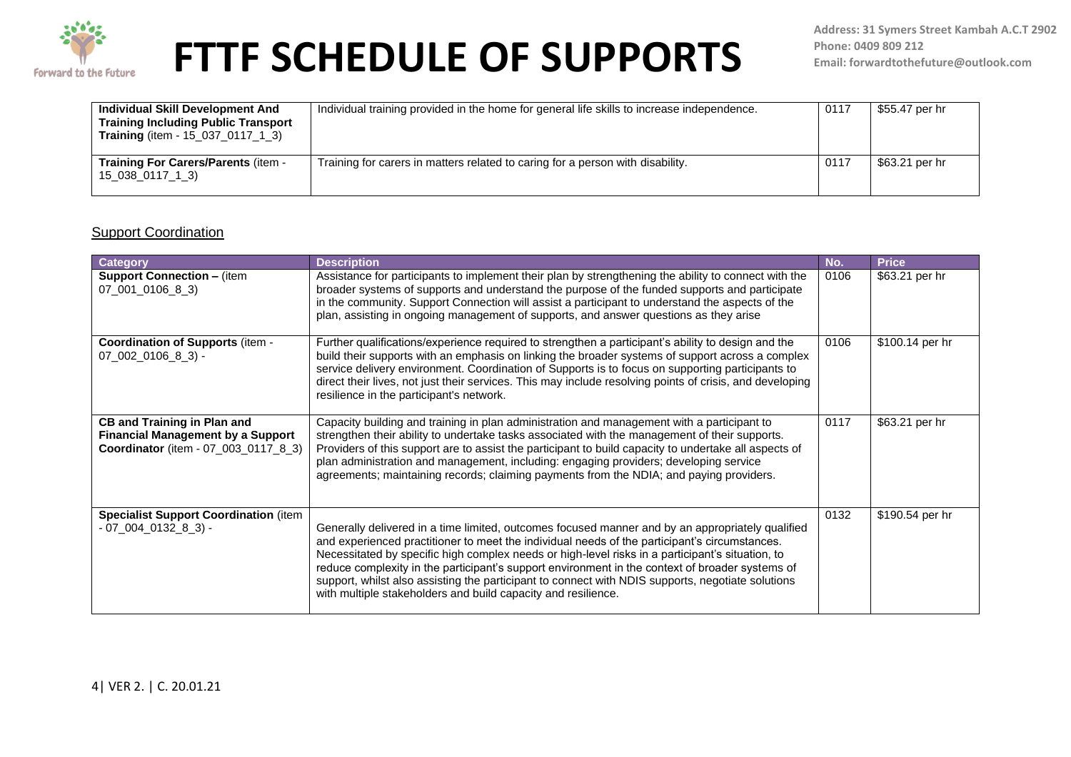| **Individual Skill Development And Training Including Public Transport Training** (item - 15_037_0117_1_3) | Individual training provided in the home for general life skills to increase independence. | 0117 | $55.47 per hr |
|---|---|---|---|
| **Training For Carers/Parents** (item - 15_038_0117_1_3) | Training for carers in matters related to caring for a person with disability. | 0117 | $63.21 per hr |

## Support Coordination

| Category | Description | No. | Price |
|---|---|---|---|
| **Support Connection –** (item 07_001_0106_8_3) | Assistance for participants to implement their plan by strengthening the ability to connect with the broader systems of supports and understand the purpose of the funded supports and participate in the community. Support Connection will assist a participant to understand the aspects of the plan, assisting in ongoing management of supports, and answer questions as they arise | 0106 | $63.21 per hr |
| **Coordination of Supports** (item - 07_002_0106_8_3) - | Further qualifications/experience required to strengthen a participant's ability to design and the build their supports with an emphasis on linking the broader systems of support across a complex service delivery environment. Coordination of Supports is to focus on supporting participants to direct their lives, not just their services. This may include resolving points of crisis, and developing resilience in the participant's network. | 0106 | $100.14 per hr |
| **CB and Training in Plan and Financial Management by a Support Coordinator** (item - 07_003_0117_8_3) | Capacity building and training in plan administration and management with a participant to strengthen their ability to undertake tasks associated with the management of their supports. Providers of this support are to assist the participant to build capacity to undertake all aspects of plan administration and management, including: engaging providers; developing service agreements; maintaining records; claiming payments from the NDIA; and paying providers. | 0117 | $63.21 per hr |
| **Specialist Support Coordination** (item - 07_004_0132_8_3) - | Generally delivered in a time limited, outcomes focused manner and by an appropriately qualified and experienced practitioner to meet the individual needs of the participant's circumstances. Necessitated by specific high complex needs or high-level risks in a participant's situation, to reduce complexity in the participant's support environment in the context of broader systems of support, whilst also assisting the participant to connect with NDIS supports, negotiate solutions with multiple stakeholders and build capacity and resilience. | 0132 | $190.54 per hr |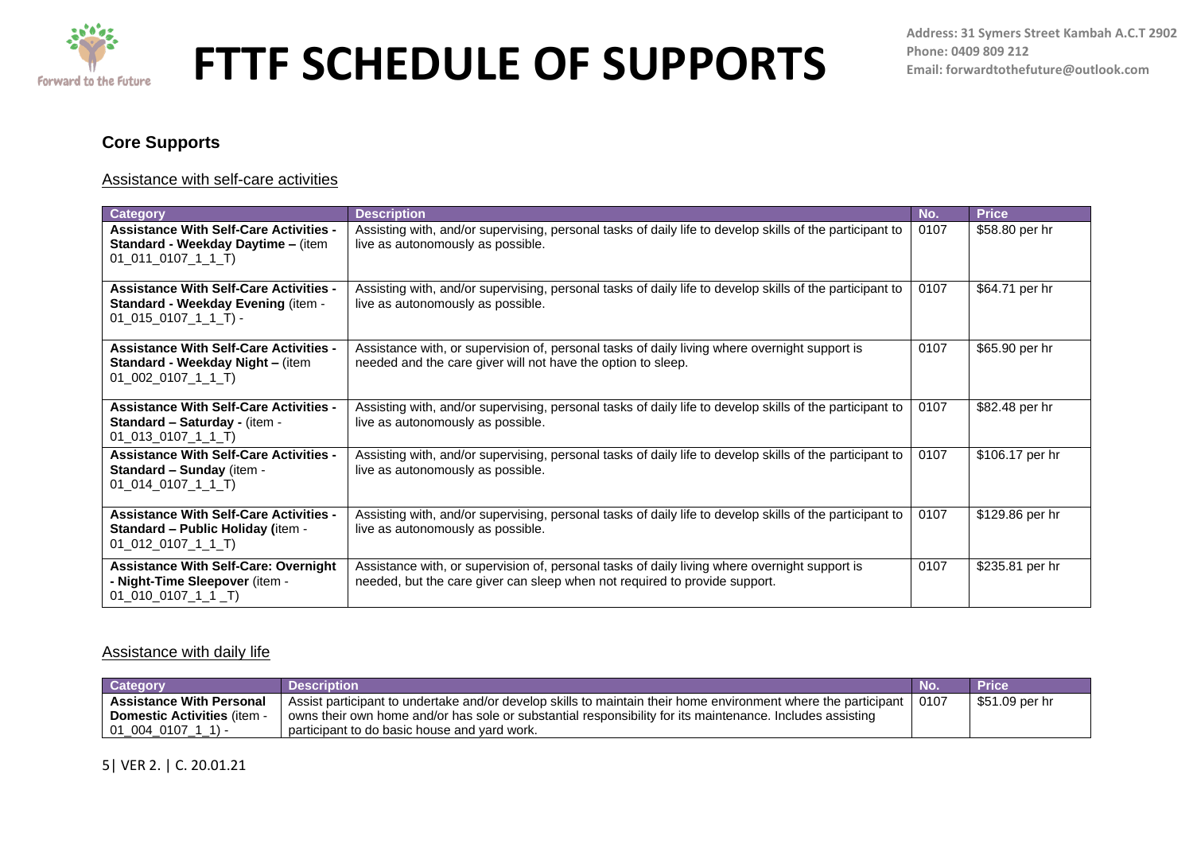# FTTF SCHEDULE OF SUPPORTS

**Address: 31 Symers Street Kambah A.C.T 2902**
**Phone: 0409 809 212**
**Email: forwardtothefuture@outlook.com**

## Core Supports

### Assistance with self-care activities

| Category | Description | No. | Price |
|---|---|---|---|
| **Assistance With Self-Care Activities - Standard - Weekday Daytime –** (item 01_011_0107_1_1_T) | Assisting with, and/or supervising, personal tasks of daily life to develop skills of the participant to live as autonomously as possible. | 0107 | $58.80 per hr |
| **Assistance With Self-Care Activities - Standard - Weekday Evening** (item - 01_015_0107_1_1_T) - | Assisting with, and/or supervising, personal tasks of daily life to develop skills of the participant to live as autonomously as possible. | 0107 | $64.71 per hr |
| **Assistance With Self-Care Activities - Standard - Weekday Night –** (item 01_002_0107_1_1_T) | Assistance with, or supervision of, personal tasks of daily living where overnight support is needed and the care giver will not have the option to sleep. | 0107 | $65.90 per hr |
| **Assistance With Self-Care Activities - Standard – Saturday -** (item - 01_013_0107_1_1_T) | Assisting with, and/or supervising, personal tasks of daily life to develop skills of the participant to live as autonomously as possible. | 0107 | $82.48 per hr |
| **Assistance With Self-Care Activities - Standard – Sunday** (item - 01_014_0107_1_1_T) | Assisting with, and/or supervising, personal tasks of daily life to develop skills of the participant to live as autonomously as possible. | 0107 | $106.17 per hr |
| **Assistance With Self-Care Activities - Standard – Public Holiday (**item - 01_012_0107_1_1_T) | Assisting with, and/or supervising, personal tasks of daily life to develop skills of the participant to live as autonomously as possible. | 0107 | $129.86 per hr |
| **Assistance With Self-Care: Overnight - Night-Time Sleepover** (item - 01_010_0107_1_1 _T) | Assistance with, or supervision of, personal tasks of daily living where overnight support is needed, but the care giver can sleep when not required to provide support. | 0107 | $235.81 per hr |

### Assistance with daily life

| Category | Description | No. | Price |
|---|---|---|---|
| **Assistance With Personal Domestic Activities** (item - 01_004_0107_1_1) - | Assist participant to undertake and/or develop skills to maintain their home environment where the participant owns their own home and/or has sole or substantial responsibility for its maintenance. Includes assisting participant to do basic house and yard work. | 0107 | $51.09 per hr |

5| VER 2. | C. 20.01.21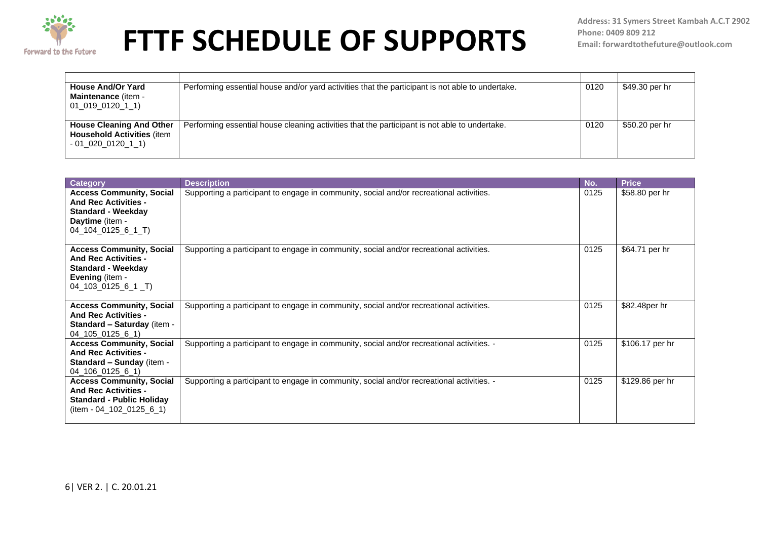| | | | |
|---|---|---|---|
| **House And/Or Yard Maintenance** (item - 01_019_0120_1_1) | Performing essential house and/or yard activities that the participant is not able to undertake. | 0120 | $49.30 per hr |
| **House Cleaning And Other Household Activities** (item - 01_020_0120_1_1) | Performing essential house cleaning activities that the participant is not able to undertake. | 0120 | $50.20 per hr |

| Category | Description | No. | Price |
|---|---|---|---|
| **Access Community, Social And Rec Activities - Standard - Weekday Daytime** (item - 04_104_0125_6_1_T) | Supporting a participant to engage in community, social and/or recreational activities. | 0125 | $58.80 per hr |
| **Access Community, Social And Rec Activities - Standard - Weekday Evening** (item - 04_103_0125_6_1 _T) | Supporting a participant to engage in community, social and/or recreational activities. | 0125 | $64.71 per hr |
| **Access Community, Social And Rec Activities - Standard – Saturday** (item - 04_105_0125_6_1) | Supporting a participant to engage in community, social and/or recreational activities. | 0125 | $82.48per hr |
| **Access Community, Social And Rec Activities - Standard – Sunday** (item - 04_106_0125_6_1) | Supporting a participant to engage in community, social and/or recreational activities. - | 0125 | $106.17 per hr |
| **Access Community, Social And Rec Activities - Standard - Public Holiday** (item - 04_102_0125_6_1) | Supporting a participant to engage in community, social and/or recreational activities. - | 0125 | $129.86 per hr |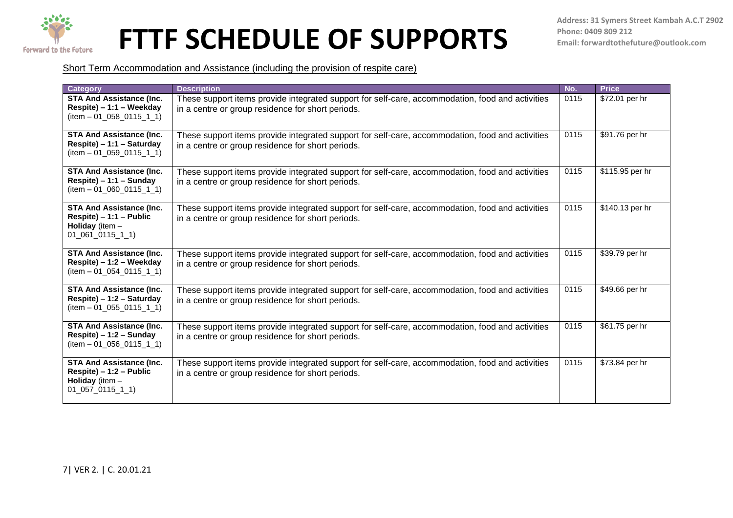# FTTF SCHEDULE OF SUPPORTS

Address: 31 Symers Street Kambah A.C.T 2902
Phone: 0409 809 212
Email: forwardtothefuture@outlook.com

Short Term Accommodation and Assistance (including the provision of respite care)

| Category | Description | No. | Price |
|---|---|---|---|
| **STA And Assistance (Inc. Respite) – 1:1 – Weekday** (item – 01_058_0115_1_1) | These support items provide integrated support for self-care, accommodation, food and activities in a centre or group residence for short periods. | 0115 | $72.01 per hr |
| **STA And Assistance (Inc. Respite) – 1:1 – Saturday** (item – 01_059_0115_1_1) | These support items provide integrated support for self-care, accommodation, food and activities in a centre or group residence for short periods. | 0115 | $91.76 per hr |
| **STA And Assistance (Inc. Respite) – 1:1 – Sunday** (item – 01_060_0115_1_1) | These support items provide integrated support for self-care, accommodation, food and activities in a centre or group residence for short periods. | 0115 | $115.95 per hr |
| **STA And Assistance (Inc. Respite) – 1:1 – Public Holiday** (item – 01_061_0115_1_1) | These support items provide integrated support for self-care, accommodation, food and activities in a centre or group residence for short periods. | 0115 | $140.13 per hr |
| **STA And Assistance (Inc. Respite) – 1:2 – Weekday** (item – 01_054_0115_1_1) | These support items provide integrated support for self-care, accommodation, food and activities in a centre or group residence for short periods. | 0115 | $39.79 per hr |
| **STA And Assistance (Inc. Respite) – 1:2 – Saturday** (item – 01_055_0115_1_1) | These support items provide integrated support for self-care, accommodation, food and activities in a centre or group residence for short periods. | 0115 | $49.66 per hr |
| **STA And Assistance (Inc. Respite) – 1:2 – Sunday** (item – 01_056_0115_1_1) | These support items provide integrated support for self-care, accommodation, food and activities in a centre or group residence for short periods. | 0115 | $61.75 per hr |
| **STA And Assistance (Inc. Respite) – 1:2 – Public Holiday** (item – 01_057_0115_1_1) | These support items provide integrated support for self-care, accommodation, food and activities in a centre or group residence for short periods. | 0115 | $73.84 per hr |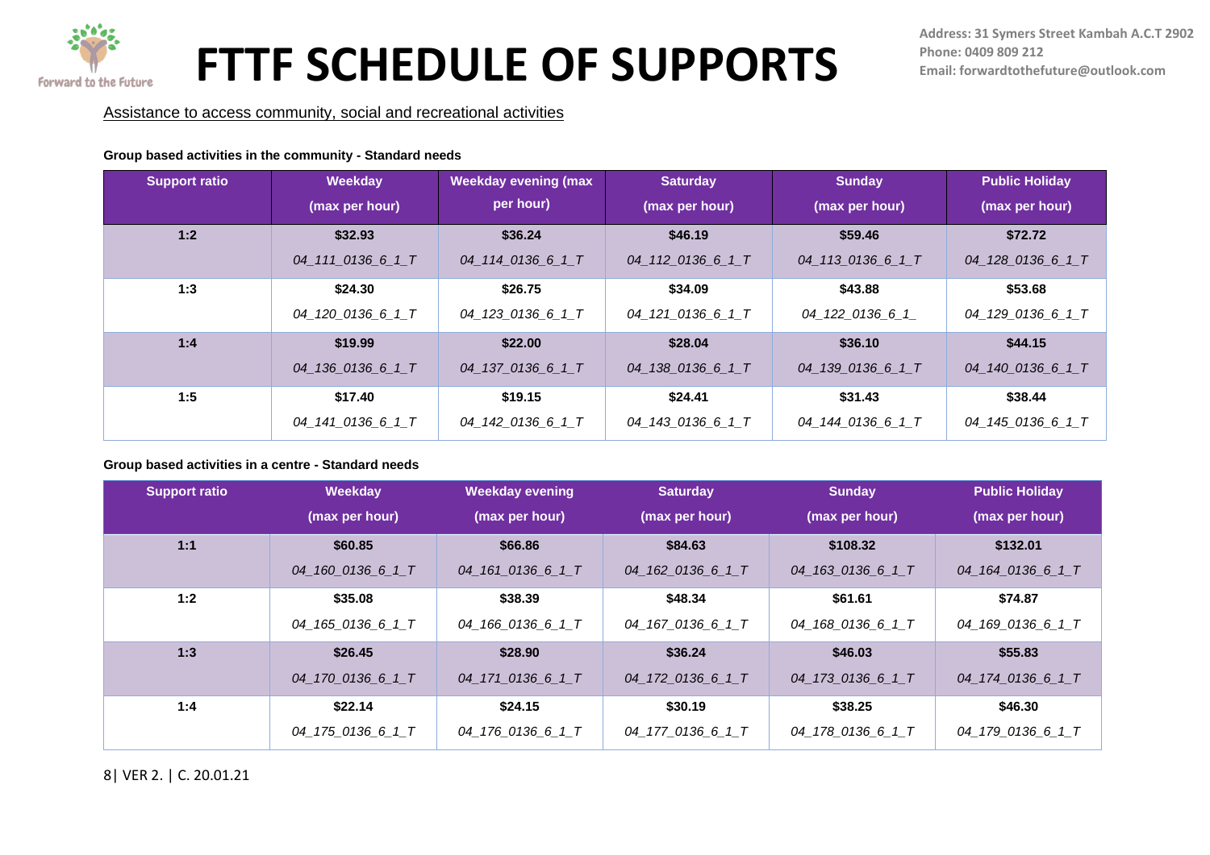# FTTF SCHEDULE OF SUPPORTS

Address: 31 Symers Street Kambah A.C.T 2902
Phone: 0409 809 212
Email: forwardtothefuture@outlook.com

Assistance to access community, social and recreational activities

**Group based activities in the community - Standard needs**

| Support ratio | Weekday (max per hour) | Weekday evening (max per hour) | Saturday (max per hour) | Sunday (max per hour) | Public Holiday (max per hour) |
|---|---|---|---|---|---|
| **1:2** | **$32.93** *04_111_0136_6_1_T* | **$36.24** *04_114_0136_6_1_T* | **$46.19** *04_112_0136_6_1_T* | **$59.46** *04_113_0136_6_1_T* | **$72.72** *04_128_0136_6_1_T* |
| **1:3** | **$24.30** *04_120_0136_6_1_T* | **$26.75** *04_123_0136_6_1_T* | **$34.09** *04_121_0136_6_1_T* | **$43.88** *04_122_0136_6_1_* | **$53.68** *04_129_0136_6_1_T* |
| **1:4** | **$19.99** *04_136_0136_6_1_T* | **$22.00** *04_137_0136_6_1_T* | **$28.04** *04_138_0136_6_1_T* | **$36.10** *04_139_0136_6_1_T* | **$44.15** *04_140_0136_6_1_T* |
| **1:5** | **$17.40** *04_141_0136_6_1_T* | **$19.15** *04_142_0136_6_1_T* | **$24.41** *04_143_0136_6_1_T* | **$31.43** *04_144_0136_6_1_T* | **$38.44** *04_145_0136_6_1_T* |

**Group based activities in a centre - Standard needs**

| Support ratio | Weekday (max per hour) | Weekday evening (max per hour) | Saturday (max per hour) | Sunday (max per hour) | Public Holiday (max per hour) |
|---|---|---|---|---|---|
| **1:1** | **$60.85** *04_160_0136_6_1_T* | **$66.86** *04_161_0136_6_1_T* | **$84.63** *04_162_0136_6_1_T* | **$108.32** *04_163_0136_6_1_T* | **$132.01** *04_164_0136_6_1_T* |
| **1:2** | **$35.08** *04_165_0136_6_1_T* | **$38.39** *04_166_0136_6_1_T* | **$48.34** *04_167_0136_6_1_T* | **$61.61** *04_168_0136_6_1_T* | **$74.87** *04_169_0136_6_1_T* |
| **1:3** | **$26.45** *04_170_0136_6_1_T* | **$28.90** *04_171_0136_6_1_T* | **$36.24** *04_172_0136_6_1_T* | **$46.03** *04_173_0136_6_1_T* | **$55.83** *04_174_0136_6_1_T* |
| **1:4** | **$22.14** *04_175_0136_6_1_T* | **$24.15** *04_176_0136_6_1_T* | **$30.19** *04_177_0136_6_1_T* | **$38.25** *04_178_0136_6_1_T* | **$46.30** *04_179_0136_6_1_T* |

VER 2. | C. 20.01.21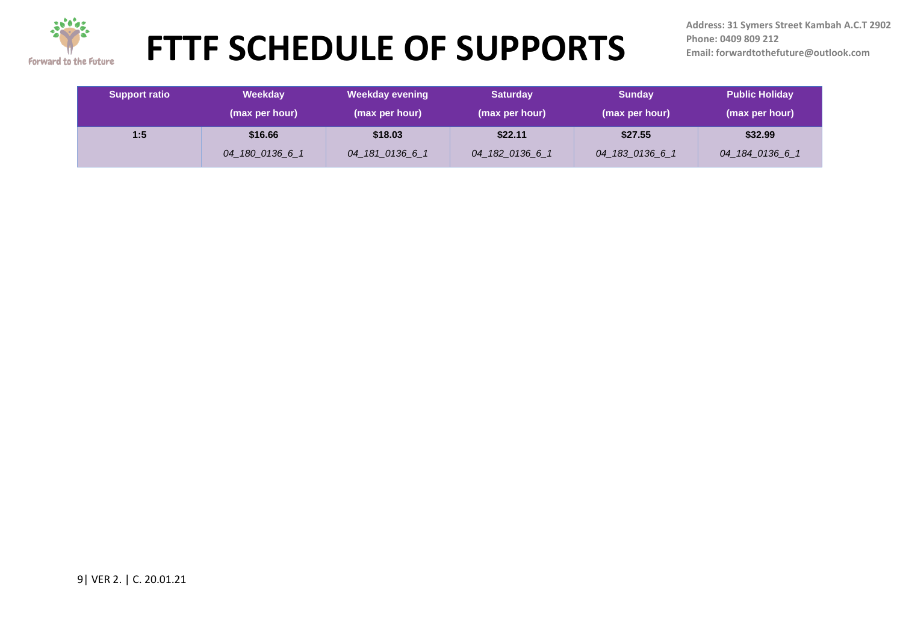# FTTF SCHEDULE OF SUPPORTS

Address: 31 Symers Street Kambah A.C.T 2902
Phone: 0409 809 212
Email: forwardtothefuture@outlook.com

| Support ratio | Weekday (max per hour) | Weekday evening (max per hour) | Saturday (max per hour) | Sunday (max per hour) | Public Holiday (max per hour) |
|---|---|---|---|---|---|
| **1:5** | **$16.66** *04_180_0136_6_1* | **$18.03** *04_181_0136_6_1* | **$22.11** *04_182_0136_6_1* | **$27.55** *04_183_0136_6_1* | **$32.99** *04_184_0136_6_1* |

VER 2. | C. 20.01.21